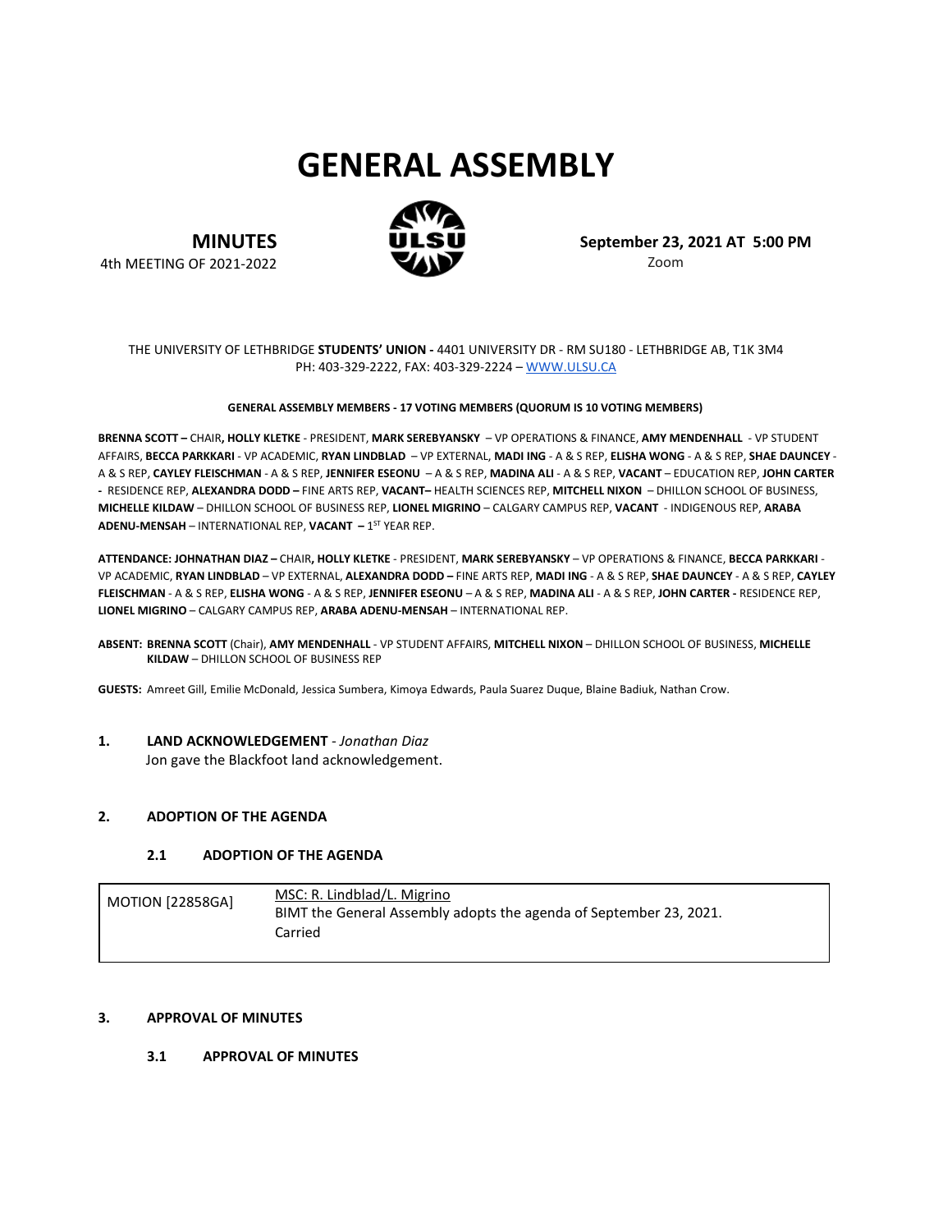# GENERAL ASSEMBLY

**MINUTES**
4th MEETING OF 2021-2022

**September 23, 2021 AT 5:00 PM**
Zoom

THE UNIVERSITY OF LETHBRIDGE **STUDENTS' UNION -** 4401 UNIVERSITY DR - RM SU180 - LETHBRIDGE AB, T1K 3M4
PH: 403-329-2222, FAX: 403-329-2224 – WWW.ULSU.CA

**GENERAL ASSEMBLY MEMBERS - 17 VOTING MEMBERS (QUORUM IS 10 VOTING MEMBERS)**

**BRENNA SCOTT –** CHAIR**, HOLLY KLETKE** - PRESIDENT, **MARK SEREBYANSKY** – VP OPERATIONS & FINANCE, **AMY MENDENHALL** - VP STUDENT AFFAIRS, **BECCA PARKKARI** - VP ACADEMIC, **RYAN LINDBLAD** – VP EXTERNAL, **MADI ING** - A & S REP, **ELISHA WONG** - A & S REP, **SHAE DAUNCEY** - A & S REP, **CAYLEY FLEISCHMAN** - A & S REP, **JENNIFER ESEONU** – A & S REP, **MADINA ALI** - A & S REP, **VACANT** – EDUCATION REP, **JOHN CARTER -** RESIDENCE REP, **ALEXANDRA DODD –** FINE ARTS REP, **VACANT–** HEALTH SCIENCES REP, **MITCHELL NIXON** – DHILLON SCHOOL OF BUSINESS, **MICHELLE KILDAW** – DHILLON SCHOOL OF BUSINESS REP, **LIONEL MIGRINO** – CALGARY CAMPUS REP, **VACANT** - INDIGENOUS REP, **ARABA ADENU-MENSAH** – INTERNATIONAL REP, **VACANT –** 1ST YEAR REP.

**ATTENDANCE: JOHNATHAN DIAZ –** CHAIR**, HOLLY KLETKE** - PRESIDENT, **MARK SEREBYANSKY** – VP OPERATIONS & FINANCE, **BECCA PARKKARI** - VP ACADEMIC, **RYAN LINDBLAD** – VP EXTERNAL, **ALEXANDRA DODD –** FINE ARTS REP, **MADI ING** - A & S REP, **SHAE DAUNCEY** - A & S REP, **CAYLEY FLEISCHMAN** - A & S REP, **ELISHA WONG** - A & S REP, **JENNIFER ESEONU** – A & S REP, **MADINA ALI** - A & S REP, **JOHN CARTER -** RESIDENCE REP, **LIONEL MIGRINO** – CALGARY CAMPUS REP, **ARABA ADENU-MENSAH** – INTERNATIONAL REP.

**ABSENT: BRENNA SCOTT** (Chair), **AMY MENDENHALL** - VP STUDENT AFFAIRS, **MITCHELL NIXON** – DHILLON SCHOOL OF BUSINESS, **MICHELLE KILDAW** – DHILLON SCHOOL OF BUSINESS REP

**GUESTS:** Amreet Gill, Emilie McDonald, Jessica Sumbera, Kimoya Edwards, Paula Suarez Duque, Blaine Badiuk, Nathan Crow.

## 1. LAND ACKNOWLEDGEMENT - *Jonathan Diaz*

Jon gave the Blackfoot land acknowledgement.

## 2. ADOPTION OF THE AGENDA

### 2.1 ADOPTION OF THE AGENDA

| MOTION [22858GA] | MSC: R. Lindblad/L. Migrino<br>BIMT the General Assembly adopts the agenda of September 23, 2021.<br>Carried |
|---|---|

## 3. APPROVAL OF MINUTES

### 3.1 APPROVAL OF MINUTES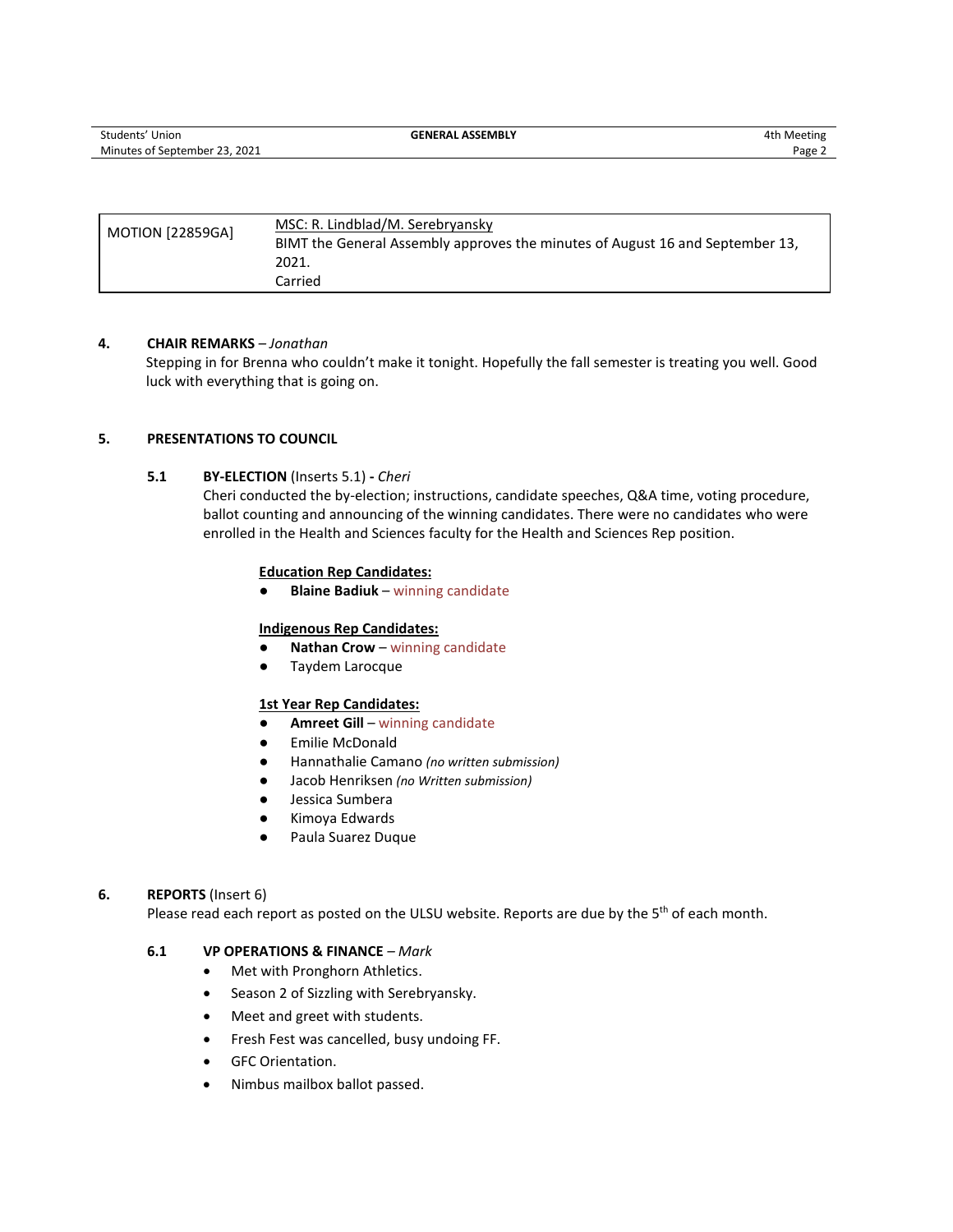| MOTION [22859GA] | MSC: R. Lindblad/M. Serebryansky<br>BIMT the General Assembly approves the minutes of August 16 and September 13, 2021.<br>Carried |
|---|---|

## 4. CHAIR REMARKS – *Jonathan*

Stepping in for Brenna who couldn't make it tonight. Hopefully the fall semester is treating you well. Good luck with everything that is going on.

## 5. PRESENTATIONS TO COUNCIL

### 5.1 BY-ELECTION (Inserts 5.1) - *Cheri*

Cheri conducted the by-election; instructions, candidate speeches, Q&A time, voting procedure, ballot counting and announcing of the winning candidates. There were no candidates who were enrolled in the Health and Sciences faculty for the Health and Sciences Rep position.

**Education Rep Candidates:**

- **Blaine Badiuk** – winning candidate

**Indigenous Rep Candidates:**

- **Nathan Crow** – winning candidate
- Taydem Larocque

**1st Year Rep Candidates:**

- **Amreet Gill** – winning candidate
- Emilie McDonald
- Hannathalie Camano *(no written submission)*
- Jacob Henriksen *(no Written submission)*
- Jessica Sumbera
- Kimoya Edwards
- Paula Suarez Duque

## 6. REPORTS (Insert 6)

Please read each report as posted on the ULSU website. Reports are due by the 5th of each month.

### 6.1 VP OPERATIONS & FINANCE – *Mark*

- Met with Pronghorn Athletics.
- Season 2 of Sizzling with Serebryansky.
- Meet and greet with students.
- Fresh Fest was cancelled, busy undoing FF.
- GFC Orientation.
- Nimbus mailbox ballot passed.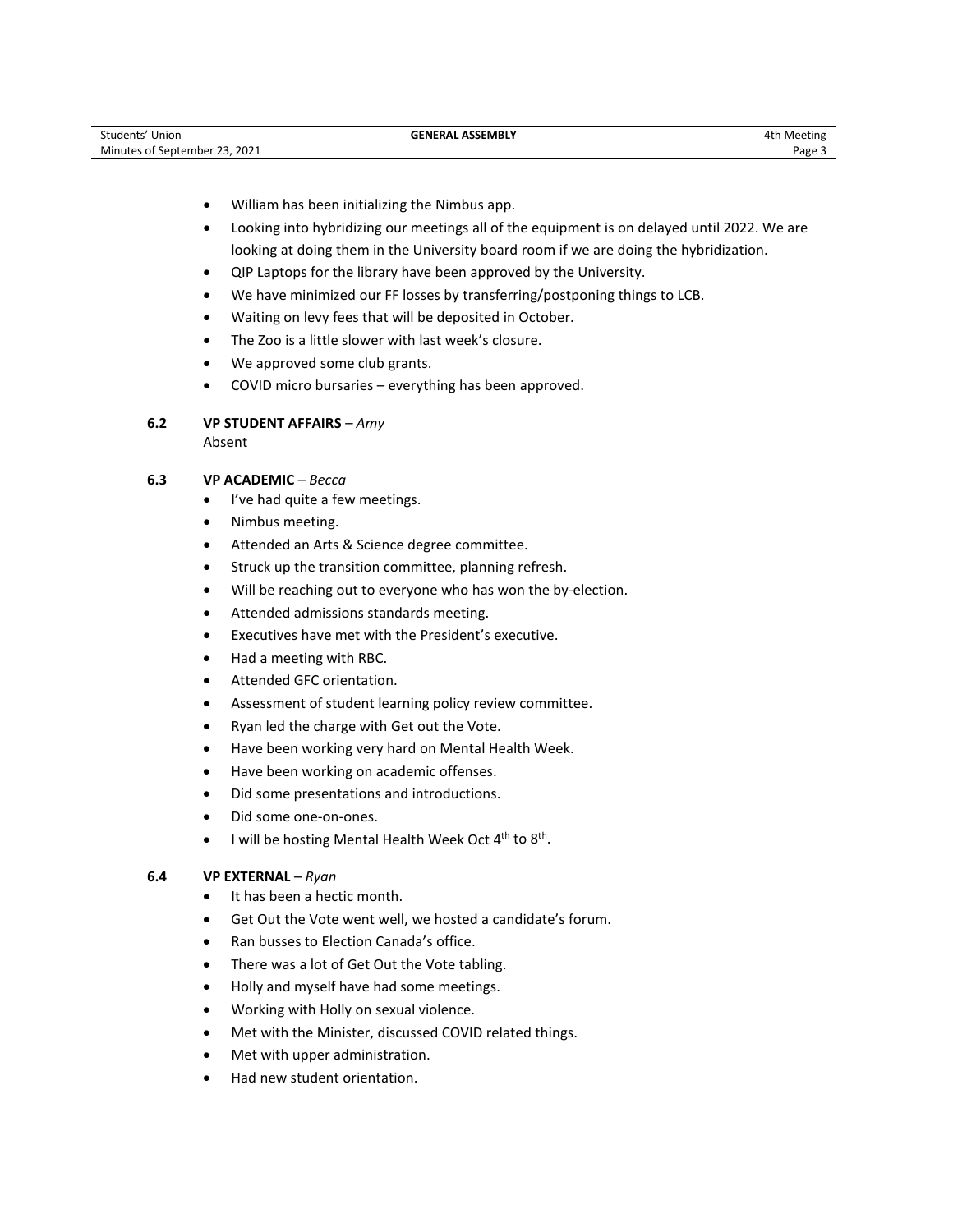- William has been initializing the Nimbus app.
- Looking into hybridizing our meetings all of the equipment is on delayed until 2022. We are looking at doing them in the University board room if we are doing the hybridization.
- QIP Laptops for the library have been approved by the University.
- We have minimized our FF losses by transferring/postponing things to LCB.
- Waiting on levy fees that will be deposited in October.
- The Zoo is a little slower with last week's closure.
- We approved some club grants.
- COVID micro bursaries – everything has been approved.

### 6.2 VP STUDENT AFFAIRS – *Amy*

Absent

### 6.3 VP ACADEMIC – *Becca*

- I've had quite a few meetings.
- Nimbus meeting.
- Attended an Arts & Science degree committee.
- Struck up the transition committee, planning refresh.
- Will be reaching out to everyone who has won the by-election.
- Attended admissions standards meeting.
- Executives have met with the President's executive.
- Had a meeting with RBC.
- Attended GFC orientation.
- Assessment of student learning policy review committee.
- Ryan led the charge with Get out the Vote.
- Have been working very hard on Mental Health Week.
- Have been working on academic offenses.
- Did some presentations and introductions.
- Did some one-on-ones.
- I will be hosting Mental Health Week Oct 4th to 8th.

### 6.4 VP EXTERNAL – *Ryan*

- It has been a hectic month.
- Get Out the Vote went well, we hosted a candidate's forum.
- Ran busses to Election Canada's office.
- There was a lot of Get Out the Vote tabling.
- Holly and myself have had some meetings.
- Working with Holly on sexual violence.
- Met with the Minister, discussed COVID related things.
- Met with upper administration.
- Had new student orientation.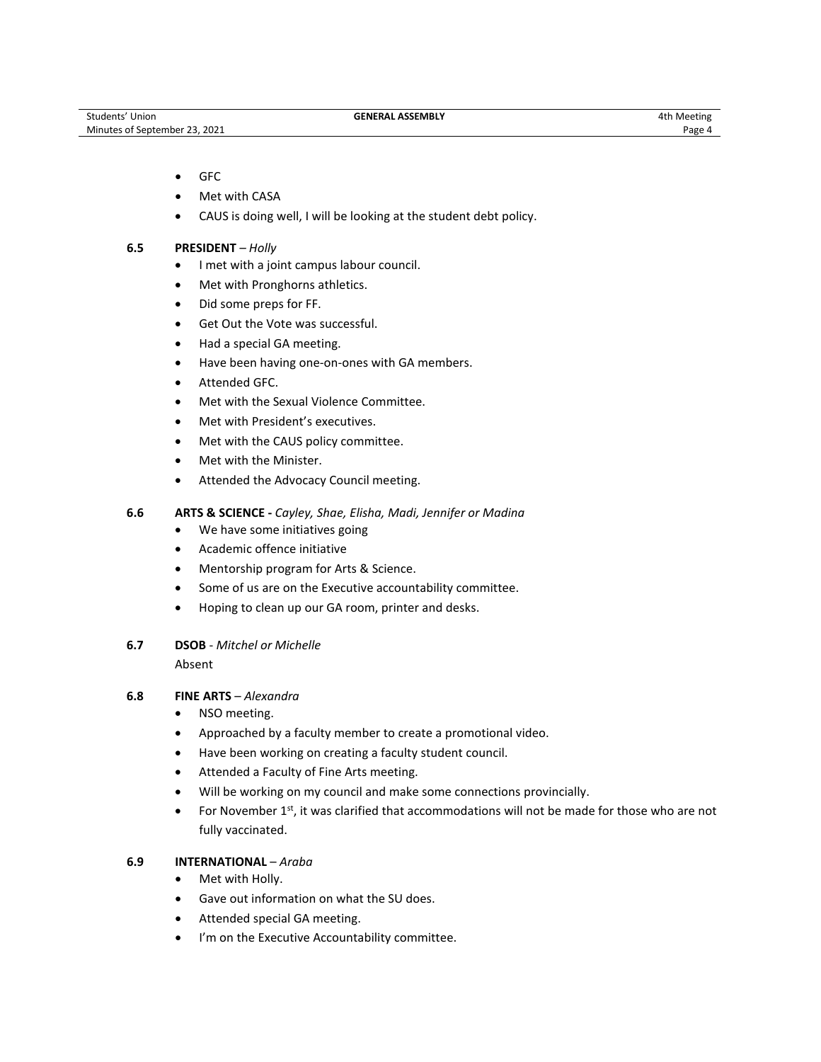- GFC
- Met with CASA
- CAUS is doing well, I will be looking at the student debt policy.

### 6.5 PRESIDENT – *Holly*

- I met with a joint campus labour council.
- Met with Pronghorns athletics.
- Did some preps for FF.
- Get Out the Vote was successful.
- Had a special GA meeting.
- Have been having one-on-ones with GA members.
- Attended GFC.
- Met with the Sexual Violence Committee.
- Met with President's executives.
- Met with the CAUS policy committee.
- Met with the Minister.
- Attended the Advocacy Council meeting.

### 6.6 ARTS & SCIENCE - *Cayley, Shae, Elisha, Madi, Jennifer or Madina*

- We have some initiatives going
- Academic offence initiative
- Mentorship program for Arts & Science.
- Some of us are on the Executive accountability committee.
- Hoping to clean up our GA room, printer and desks.

### 6.7 DSOB - *Mitchel or Michelle*

Absent

### 6.8 FINE ARTS – *Alexandra*

- NSO meeting.
- Approached by a faculty member to create a promotional video.
- Have been working on creating a faculty student council.
- Attended a Faculty of Fine Arts meeting.
- Will be working on my council and make some connections provincially.
- For November 1st, it was clarified that accommodations will not be made for those who are not fully vaccinated.

### 6.9 INTERNATIONAL – *Araba*

- Met with Holly.
- Gave out information on what the SU does.
- Attended special GA meeting.
- I'm on the Executive Accountability committee.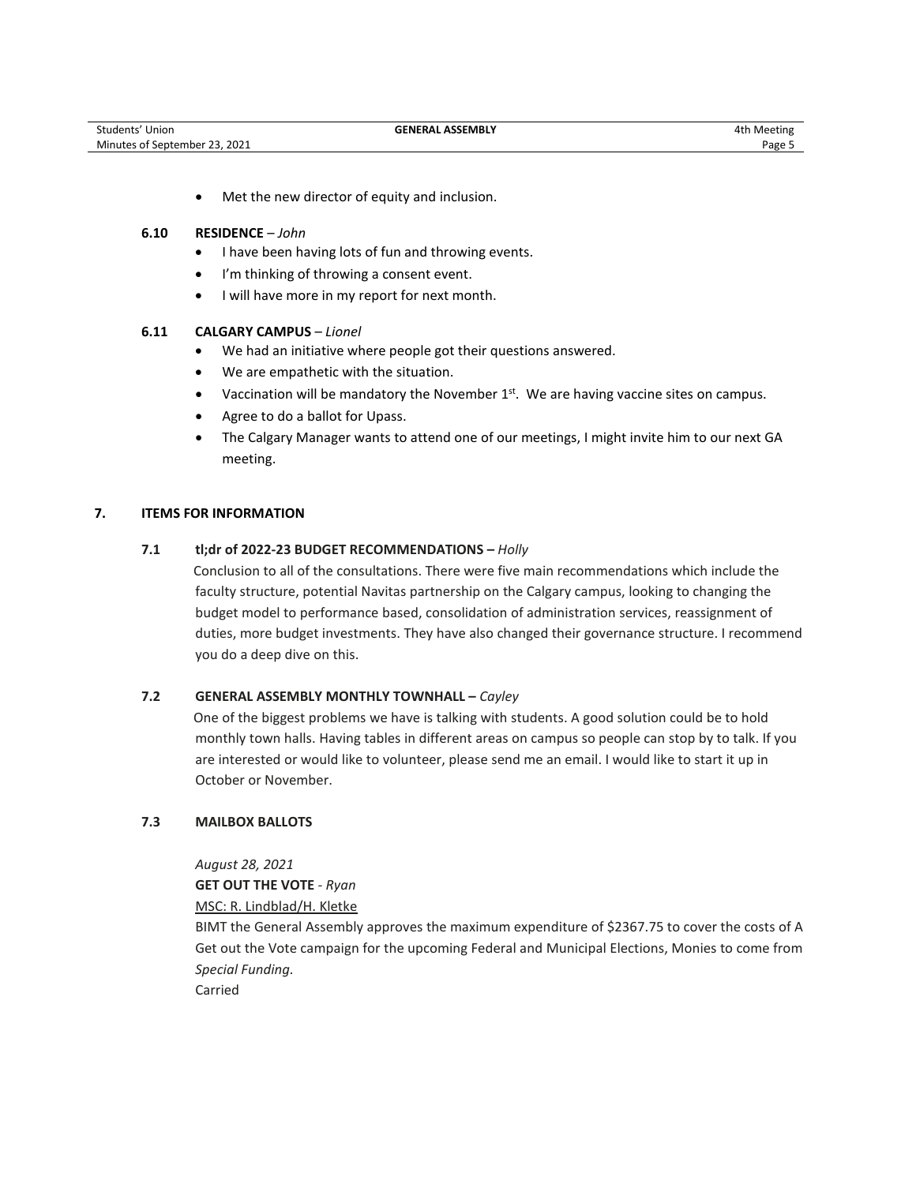- Met the new director of equity and inclusion.

**6.10 RESIDENCE** – *John*

- I have been having lots of fun and throwing events.
- I'm thinking of throwing a consent event.
- I will have more in my report for next month.

**6.11 CALGARY CAMPUS** – *Lionel*

- We had an initiative where people got their questions answered.
- We are empathetic with the situation.
- Vaccination will be mandatory the November 1st. We are having vaccine sites on campus.
- Agree to do a ballot for Upass.
- The Calgary Manager wants to attend one of our meetings, I might invite him to our next GA meeting.

## 7. ITEMS FOR INFORMATION

**7.1 tl;dr of 2022-23 BUDGET RECOMMENDATIONS –** *Holly*

Conclusion to all of the consultations. There were five main recommendations which include the faculty structure, potential Navitas partnership on the Calgary campus, looking to changing the budget model to performance based, consolidation of administration services, reassignment of duties, more budget investments. They have also changed their governance structure. I recommend you do a deep dive on this.

**7.2 GENERAL ASSEMBLY MONTHLY TOWNHALL –** *Cayley*

One of the biggest problems we have is talking with students. A good solution could be to hold monthly town halls. Having tables in different areas on campus so people can stop by to talk. If you are interested or would like to volunteer, please send me an email. I would like to start it up in October or November.

**7.3 MAILBOX BALLOTS**

*August 28, 2021*
**GET OUT THE VOTE** - *Ryan*
MSC: R. Lindblad/H. Kletke
BIMT the General Assembly approves the maximum expenditure of $2367.75 to cover the costs of A Get out the Vote campaign for the upcoming Federal and Municipal Elections, Monies to come from *Special Funding.*
Carried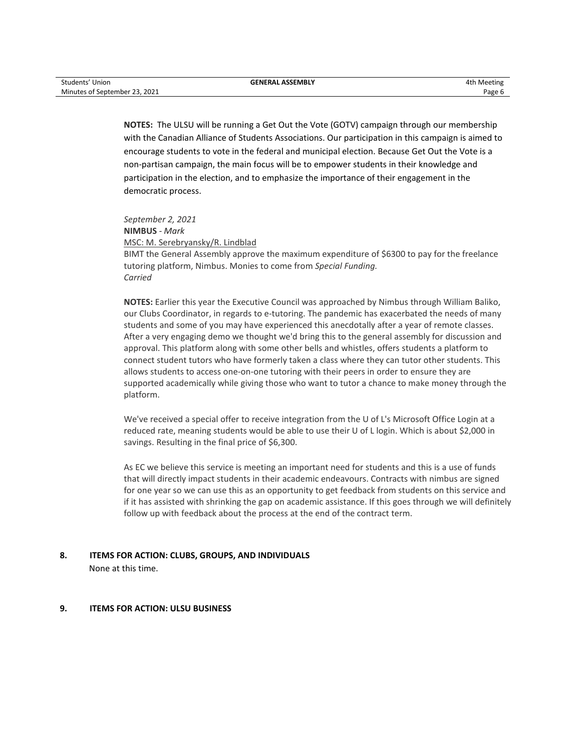**NOTES:** The ULSU will be running a Get Out the Vote (GOTV) campaign through our membership with the Canadian Alliance of Students Associations. Our participation in this campaign is aimed to encourage students to vote in the federal and municipal election. Because Get Out the Vote is a non-partisan campaign, the main focus will be to empower students in their knowledge and participation in the election, and to emphasize the importance of their engagement in the democratic process.

*September 2, 2021*
**NIMBUS** - *Mark*
MSC: M. Serebryansky/R. Lindblad
BIMT the General Assembly approve the maximum expenditure of $6300 to pay for the freelance tutoring platform, Nimbus. Monies to come from *Special Funding.*
*Carried*

**NOTES:** Earlier this year the Executive Council was approached by Nimbus through William Baliko, our Clubs Coordinator, in regards to e-tutoring. The pandemic has exacerbated the needs of many students and some of you may have experienced this anecdotally after a year of remote classes. After a very engaging demo we thought we'd bring this to the general assembly for discussion and approval. This platform along with some other bells and whistles, offers students a platform to connect student tutors who have formerly taken a class where they can tutor other students. This allows students to access one-on-one tutoring with their peers in order to ensure they are supported academically while giving those who want to tutor a chance to make money through the platform.

We've received a special offer to receive integration from the U of L's Microsoft Office Login at a reduced rate, meaning students would be able to use their U of L login. Which is about $2,000 in savings. Resulting in the final price of $6,300.

As EC we believe this service is meeting an important need for students and this is a use of funds that will directly impact students in their academic endeavours. Contracts with nimbus are signed for one year so we can use this as an opportunity to get feedback from students on this service and if it has assisted with shrinking the gap on academic assistance. If this goes through we will definitely follow up with feedback about the process at the end of the contract term.

## 8. ITEMS FOR ACTION: CLUBS, GROUPS, AND INDIVIDUALS

None at this time.

## 9. ITEMS FOR ACTION: ULSU BUSINESS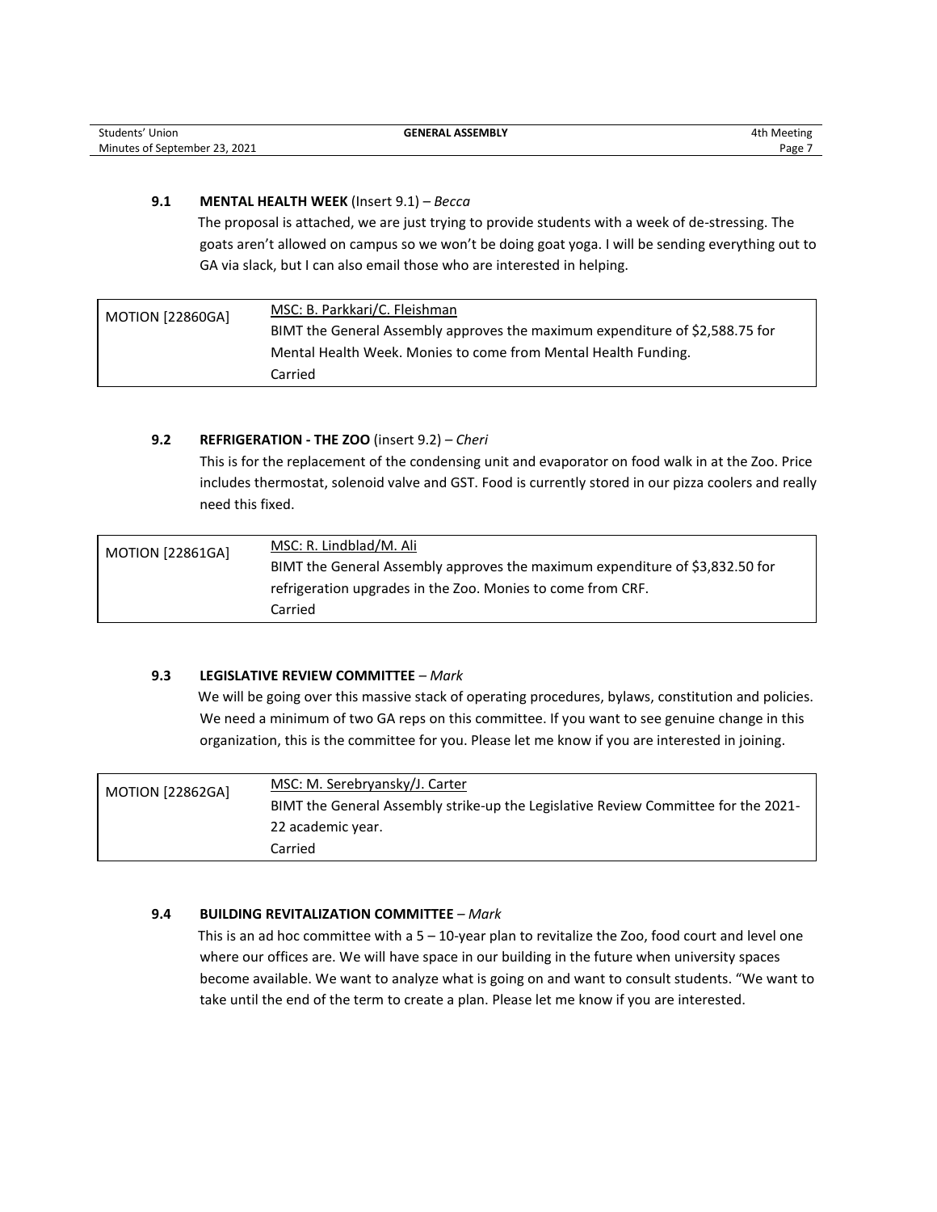### 9.1 MENTAL HEALTH WEEK (Insert 9.1) – *Becca*

The proposal is attached, we are just trying to provide students with a week of de-stressing. The goats aren't allowed on campus so we won't be doing goat yoga. I will be sending everything out to GA via slack, but I can also email those who are interested in helping.

| MOTION [22860GA] | <u>MSC: B. Parkkari/C. Fleishman</u><br>BIMT the General Assembly approves the maximum expenditure of $2,588.75 for Mental Health Week. Monies to come from Mental Health Funding.<br>Carried |
|---|---|

### 9.2 REFRIGERATION - THE ZOO (insert 9.2) – *Cheri*

This is for the replacement of the condensing unit and evaporator on food walk in at the Zoo. Price includes thermostat, solenoid valve and GST. Food is currently stored in our pizza coolers and really need this fixed.

| MOTION [22861GA] | <u>MSC: R. Lindblad/M. Ali</u><br>BIMT the General Assembly approves the maximum expenditure of $3,832.50 for refrigeration upgrades in the Zoo. Monies to come from CRF.<br>Carried |
|---|---|

### 9.3 LEGISLATIVE REVIEW COMMITTEE – *Mark*

We will be going over this massive stack of operating procedures, bylaws, constitution and policies. We need a minimum of two GA reps on this committee. If you want to see genuine change in this organization, this is the committee for you. Please let me know if you are interested in joining.

| MOTION [22862GA] | <u>MSC: M. Serebryansky/J. Carter</u><br>BIMT the General Assembly strike-up the Legislative Review Committee for the 2021-22 academic year.<br>Carried |
|---|---|

### 9.4 BUILDING REVITALIZATION COMMITTEE – *Mark*

This is an ad hoc committee with a 5 – 10-year plan to revitalize the Zoo, food court and level one where our offices are. We will have space in our building in the future when university spaces become available. We want to analyze what is going on and want to consult students. "We want to take until the end of the term to create a plan. Please let me know if you are interested.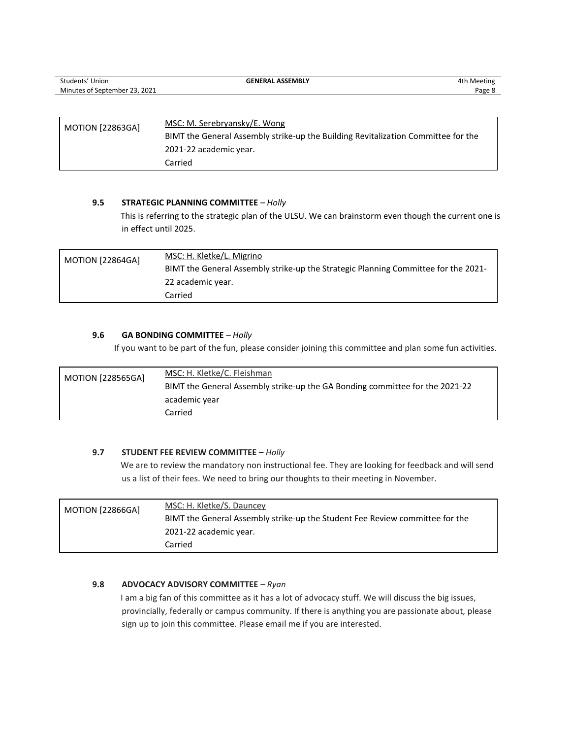| MOTION [22863GA] | MSC: M. Serebryansky/E. Wong<br>BIMT the General Assembly strike-up the Building Revitalization Committee for the 2021-22 academic year.<br>Carried |
|---|---|

### 9.5 STRATEGIC PLANNING COMMITTEE – *Holly*

This is referring to the strategic plan of the ULSU. We can brainstorm even though the current one is in effect until 2025.

| MOTION [22864GA] | MSC: H. Kletke/L. Migrino<br>BIMT the General Assembly strike-up the Strategic Planning Committee for the 2021-22 academic year.<br>Carried |
|---|---|

### 9.6 GA BONDING COMMITTEE – *Holly*

If you want to be part of the fun, please consider joining this committee and plan some fun activities.

| MOTION [228565GA] | MSC: H. Kletke/C. Fleishman<br>BIMT the General Assembly strike-up the GA Bonding committee for the 2021-22 academic year<br>Carried |
|---|---|

### 9.7 STUDENT FEE REVIEW COMMITTEE – *Holly*

We are to review the mandatory non instructional fee. They are looking for feedback and will send us a list of their fees. We need to bring our thoughts to their meeting in November.

| MOTION [22866GA] | MSC: H. Kletke/S. Dauncey<br>BIMT the General Assembly strike-up the Student Fee Review committee for the 2021-22 academic year.<br>Carried |
|---|---|

### 9.8 ADVOCACY ADVISORY COMMITTEE – *Ryan*

I am a big fan of this committee as it has a lot of advocacy stuff. We will discuss the big issues, provincially, federally or campus community. If there is anything you are passionate about, please sign up to join this committee. Please email me if you are interested.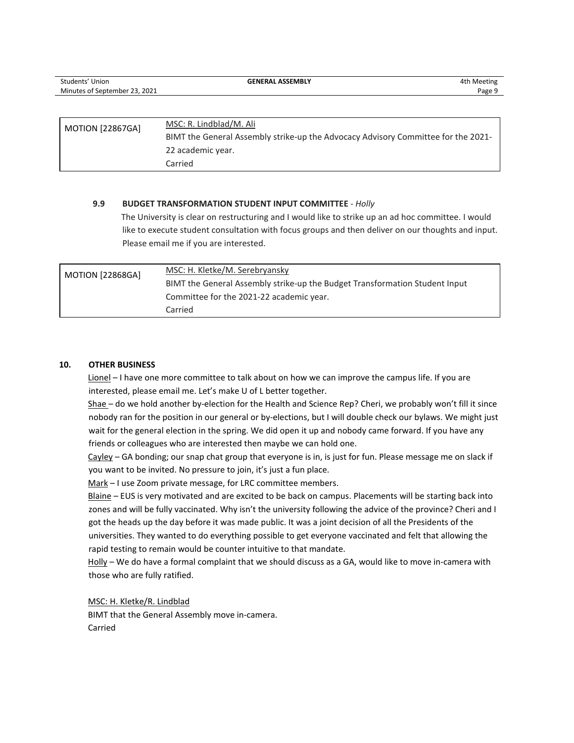| MOTION [22867GA] | MSC: R. Lindblad/M. Ali<br>BIMT the General Assembly strike-up the Advocacy Advisory Committee for the 2021-22 academic year.<br>Carried |
| --- | --- |

### 9.9 BUDGET TRANSFORMATION STUDENT INPUT COMMITTEE - *Holly*

The University is clear on restructuring and I would like to strike up an ad hoc committee. I would like to execute student consultation with focus groups and then deliver on our thoughts and input. Please email me if you are interested.

| MOTION [22868GA] | MSC: H. Kletke/M. Serebryansky<br>BIMT the General Assembly strike-up the Budget Transformation Student Input Committee for the 2021-22 academic year.<br>Carried |
| --- | --- |

## 10. OTHER BUSINESS

Lionel – I have one more committee to talk about on how we can improve the campus life. If you are interested, please email me. Let's make U of L better together.

Shae – do we hold another by-election for the Health and Science Rep? Cheri, we probably won't fill it since nobody ran for the position in our general or by-elections, but I will double check our bylaws. We might just wait for the general election in the spring. We did open it up and nobody came forward. If you have any friends or colleagues who are interested then maybe we can hold one.

Cayley – GA bonding; our snap chat group that everyone is in, is just for fun. Please message me on slack if you want to be invited. No pressure to join, it's just a fun place.

Mark – I use Zoom private message, for LRC committee members.

Blaine – EUS is very motivated and are excited to be back on campus. Placements will be starting back into zones and will be fully vaccinated. Why isn't the university following the advice of the province? Cheri and I got the heads up the day before it was made public. It was a joint decision of all the Presidents of the universities. They wanted to do everything possible to get everyone vaccinated and felt that allowing the rapid testing to remain would be counter intuitive to that mandate.

Holly – We do have a formal complaint that we should discuss as a GA, would like to move in-camera with those who are fully ratified.

MSC: H. Kletke/R. Lindblad
BIMT that the General Assembly move in-camera.
Carried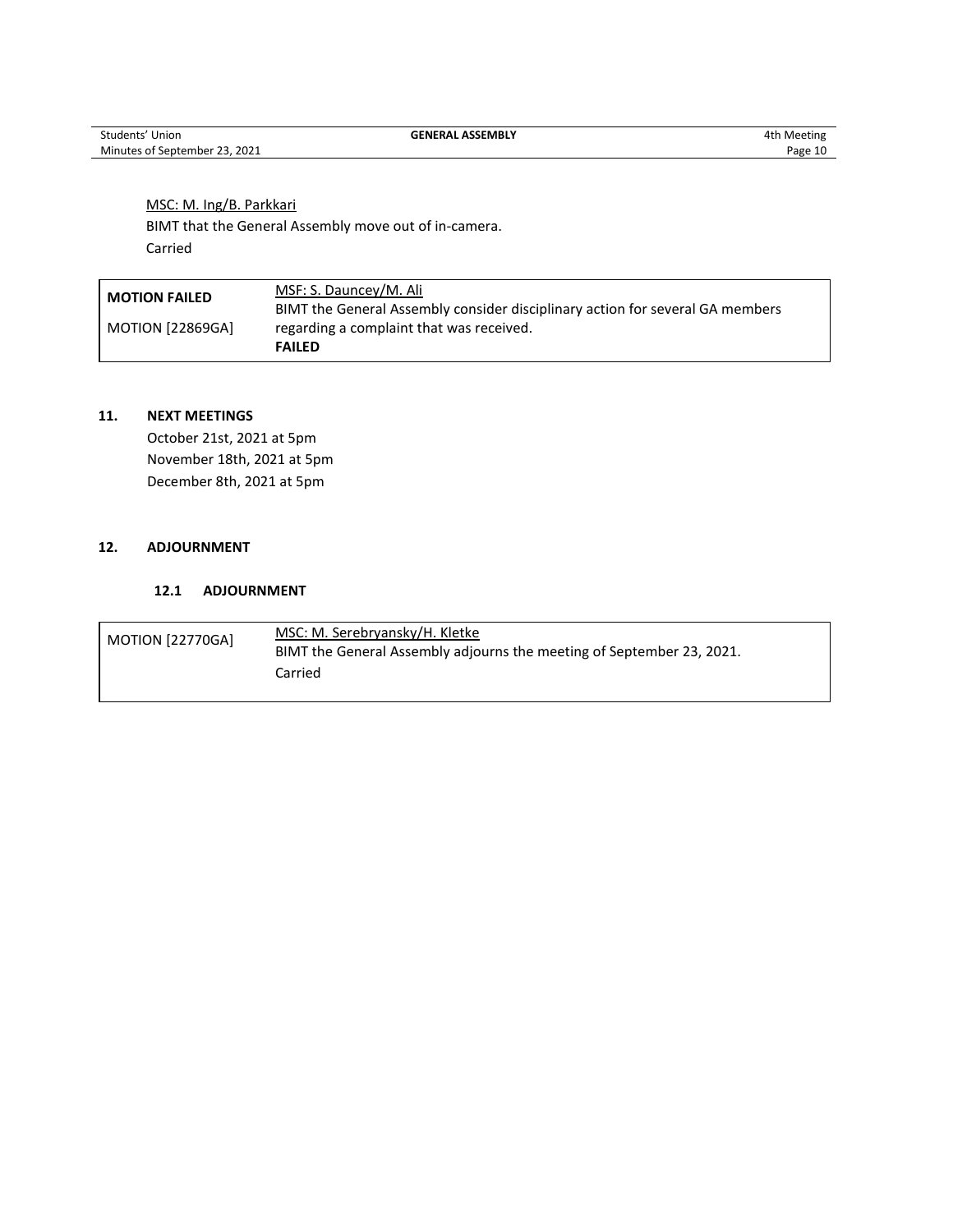MSC: M. Ing/B. Parkkari

BIMT that the General Assembly move out of in-camera.

Carried

| | |
|---|---|
| **MOTION FAILED**<br><br>MOTION [22869GA] | MSF: S. Dauncey/M. Ali<br>BIMT the General Assembly consider disciplinary action for several GA members regarding a complaint that was received.<br>**FAILED** |

## 11. NEXT MEETINGS

October 21st, 2021 at 5pm

November 18th, 2021 at 5pm

December 8th, 2021 at 5pm

## 12. ADJOURNMENT

### 12.1 ADJOURNMENT

| | |
|---|---|
| MOTION [22770GA] | MSC: M. Serebryansky/H. Kletke<br>BIMT the General Assembly adjourns the meeting of September 23, 2021.<br>Carried |